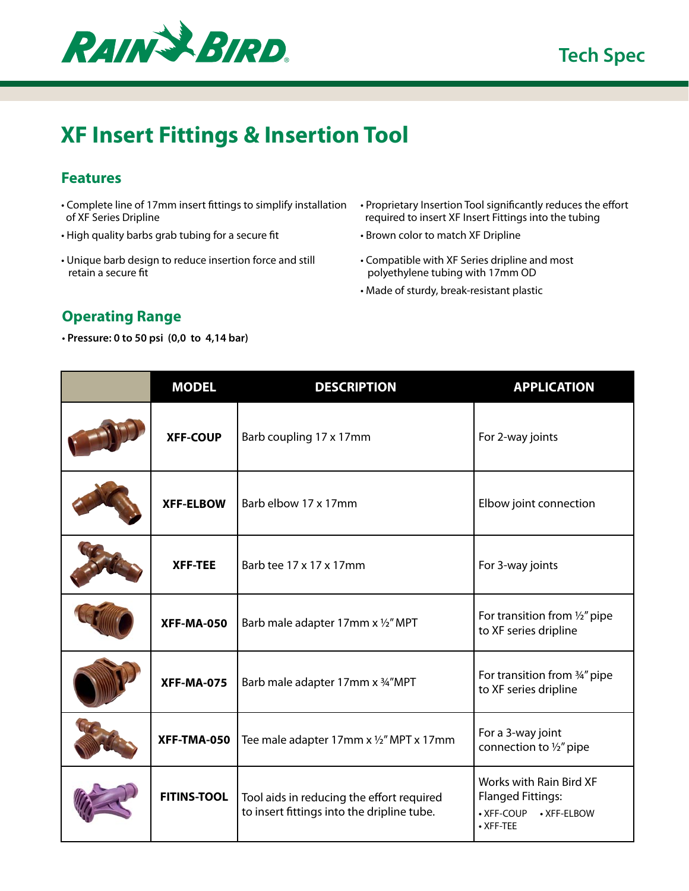Tech Spec

# XF Insert Fittings & Insertion Tool

## Features

- Complete line of 17mm insert fittings to simplify installation of XF Series Dripline
- High quality barbs grab tubing for a secure fit
- Unique barb design to reduce insertion force and still retain a secure fit
- Proprietary Insertion Tool significantly reduces the effort required to insert XF Insert Fittings into the tubing
- Brown color to match XF Dripline
- Compatible with XF Series dripline and most polyethylene tubing with 17mm OD
- Made of sturdy, break-resistant plastic

## Operating Range

- **Pressure: 0 to 50 psi (0,0 to 4,14 bar)**

| | MODEL | DESCRIPTION | APPLICATION |
|---|---|---|---|
| | **XFF-COUP** | Barb coupling 17 x 17mm | For 2-way joints |
| | **XFF-ELBOW** | Barb elbow 17 x 17mm | Elbow joint connection |
| | **XFF-TEE** | Barb tee 17 x 17 x 17mm | For 3-way joints |
| | **XFF-MA-050** | Barb male adapter 17mm x ½" MPT | For transition from ½" pipe to XF series dripline |
| | **XFF-MA-075** | Barb male adapter 17mm x ¾"MPT | For transition from ¾" pipe to XF series dripline |
| | **XFF-TMA-050** | Tee male adapter 17mm x ½" MPT x 17mm | For a 3-way joint connection to ½" pipe |
| | **FITINS-TOOL** | Tool aids in reducing the effort required to insert fittings into the dripline tube. | Works with Rain Bird XF Flanged Fittings: • XFF-COUP • XFF-ELBOW • XFF-TEE |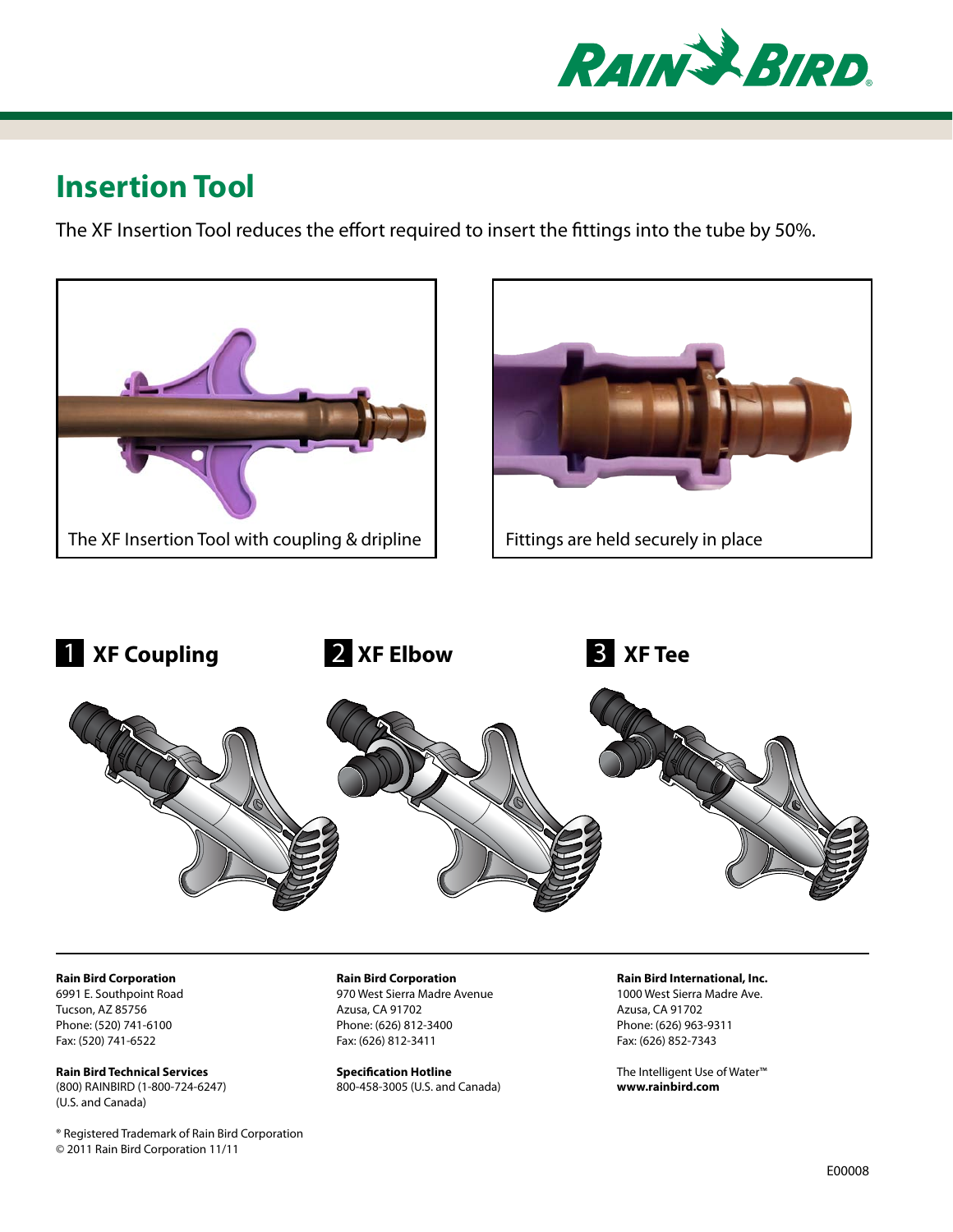# Insertion Tool

The XF Insertion Tool reduces the effort required to insert the fittings into the tube by 50%.

The XF Insertion Tool with coupling & dripline

Fittings are held securely in place

**1 XF Coupling**

**2 XF Elbow**

**3 XF Tee**

**Rain Bird Corporation**
6991 E. Southpoint Road
Tucson, AZ 85756
Phone: (520) 741-6100
Fax: (520) 741-6522

**Rain Bird Technical Services**
(800) RAINBIRD (1-800-724-6247)
(U.S. and Canada)

**Rain Bird Corporation**
970 West Sierra Madre Avenue
Azusa, CA 91702
Phone: (626) 812-3400
Fax: (626) 812-3411

**Specification Hotline**
800-458-3005 (U.S. and Canada)

**Rain Bird International, Inc.**
1000 West Sierra Madre Ave.
Azusa, CA 91702
Phone: (626) 963-9311
Fax: (626) 852-7343

The Intelligent Use of Water™
**www.rainbird.com**

® Registered Trademark of Rain Bird Corporation
© 2011 Rain Bird Corporation 11/11

E00008